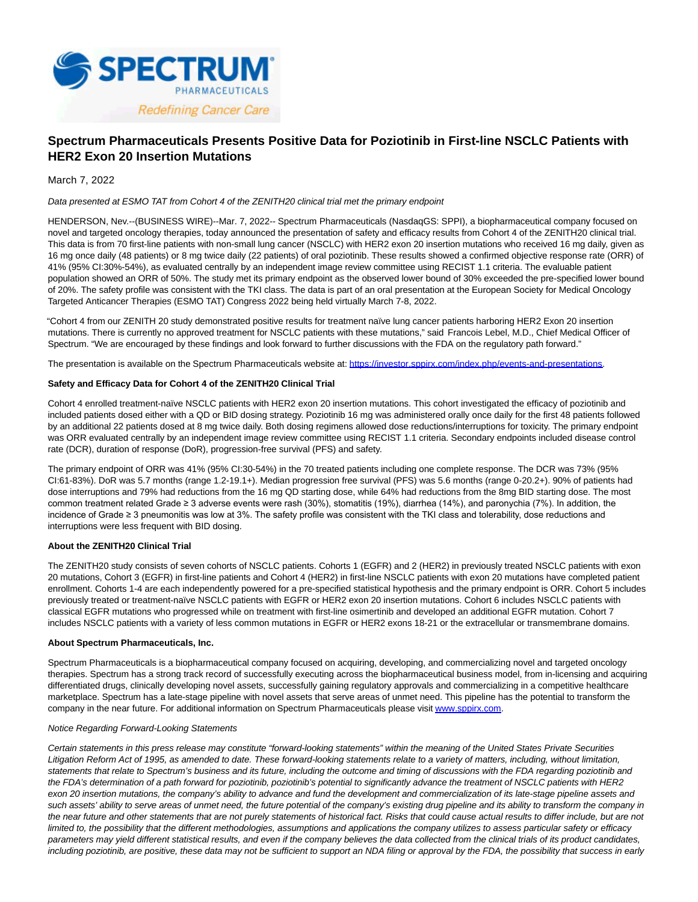# Spectrum Pharmaceuticals Presents Positive Data for Poziotinib in First-line NSCLC Patients with HER2 Exon 20 Insertion Mutations

March 7, 2022

*Data presented at ESMO TAT from Cohort 4 of the ZENITH20 clinical trial met the primary endpoint*

HENDERSON, Nev.--(BUSINESS WIRE)--Mar. 7, 2022-- Spectrum Pharmaceuticals (NasdaqGS: SPPI), a biopharmaceutical company focused on novel and targeted oncology therapies, today announced the presentation of safety and efficacy results from Cohort 4 of the ZENITH20 clinical trial. This data is from 70 first-line patients with non-small lung cancer (NSCLC) with HER2 exon 20 insertion mutations who received 16 mg daily, given as 16 mg once daily (48 patients) or 8 mg twice daily (22 patients) of oral poziotinib. These results showed a confirmed objective response rate (ORR) of 41% (95% CI:30%-54%), as evaluated centrally by an independent image review committee using RECIST 1.1 criteria. The evaluable patient population showed an ORR of 50%. The study met its primary endpoint as the observed lower bound of 30% exceeded the pre-specified lower bound of 20%. The safety profile was consistent with the TKI class. The data is part of an oral presentation at the European Society for Medical Oncology Targeted Anticancer Therapies (ESMO TAT) Congress 2022 being held virtually March 7-8, 2022.

"Cohort 4 from our ZENITH 20 study demonstrated positive results for treatment naïve lung cancer patients harboring HER2 Exon 20 insertion mutations. There is currently no approved treatment for NSCLC patients with these mutations," said Francois Lebel, M.D., Chief Medical Officer of Spectrum. "We are encouraged by these findings and look forward to further discussions with the FDA on the regulatory path forward."

The presentation is available on the Spectrum Pharmaceuticals website at: https://investor.sppirx.com/index.php/events-and-presentations.

**Safety and Efficacy Data for Cohort 4 of the ZENITH20 Clinical Trial**

Cohort 4 enrolled treatment-naïve NSCLC patients with HER2 exon 20 insertion mutations. This cohort investigated the efficacy of poziotinib and included patients dosed either with a QD or BID dosing strategy. Poziotinib 16 mg was administered orally once daily for the first 48 patients followed by an additional 22 patients dosed at 8 mg twice daily. Both dosing regimens allowed dose reductions/interruptions for toxicity. The primary endpoint was ORR evaluated centrally by an independent image review committee using RECIST 1.1 criteria. Secondary endpoints included disease control rate (DCR), duration of response (DoR), progression-free survival (PFS) and safety.

The primary endpoint of ORR was 41% (95% CI:30-54%) in the 70 treated patients including one complete response. The DCR was 73% (95% CI:61-83%). DoR was 5.7 months (range 1.2-19.1+). Median progression free survival (PFS) was 5.6 months (range 0-20.2+). 90% of patients had dose interruptions and 79% had reductions from the 16 mg QD starting dose, while 64% had reductions from the 8mg BID starting dose. The most common treatment related Grade ≥ 3 adverse events were rash (30%), stomatitis (19%), diarrhea (14%), and paronychia (7%). In addition, the incidence of Grade ≥ 3 pneumonitis was low at 3%. The safety profile was consistent with the TKI class and tolerability, dose reductions and interruptions were less frequent with BID dosing.

**About the ZENITH20 Clinical Trial**

The ZENITH20 study consists of seven cohorts of NSCLC patients. Cohorts 1 (EGFR) and 2 (HER2) in previously treated NSCLC patients with exon 20 mutations, Cohort 3 (EGFR) in first-line patients and Cohort 4 (HER2) in first-line NSCLC patients with exon 20 mutations have completed patient enrollment. Cohorts 1-4 are each independently powered for a pre-specified statistical hypothesis and the primary endpoint is ORR. Cohort 5 includes previously treated or treatment-naïve NSCLC patients with EGFR or HER2 exon 20 insertion mutations. Cohort 6 includes NSCLC patients with classical EGFR mutations who progressed while on treatment with first-line osimertinib and developed an additional EGFR mutation. Cohort 7 includes NSCLC patients with a variety of less common mutations in EGFR or HER2 exons 18-21 or the extracellular or transmembrane domains.

**About Spectrum Pharmaceuticals, Inc.**

Spectrum Pharmaceuticals is a biopharmaceutical company focused on acquiring, developing, and commercializing novel and targeted oncology therapies. Spectrum has a strong track record of successfully executing across the biopharmaceutical business model, from in-licensing and acquiring differentiated drugs, clinically developing novel assets, successfully gaining regulatory approvals and commercializing in a competitive healthcare marketplace. Spectrum has a late-stage pipeline with novel assets that serve areas of unmet need. This pipeline has the potential to transform the company in the near future. For additional information on Spectrum Pharmaceuticals please visit www.sppirx.com.

*Notice Regarding Forward-Looking Statements*

*Certain statements in this press release may constitute "forward-looking statements" within the meaning of the United States Private Securities Litigation Reform Act of 1995, as amended to date. These forward-looking statements relate to a variety of matters, including, without limitation, statements that relate to Spectrum's business and its future, including the outcome and timing of discussions with the FDA regarding poziotinib and the FDA's determination of a path forward for poziotinib, poziotinib's potential to significantly advance the treatment of NSCLC patients with HER2 exon 20 insertion mutations, the company's ability to advance and fund the development and commercialization of its late-stage pipeline assets and such assets' ability to serve areas of unmet need, the future potential of the company's existing drug pipeline and its ability to transform the company in the near future and other statements that are not purely statements of historical fact. Risks that could cause actual results to differ include, but are not limited to, the possibility that the different methodologies, assumptions and applications the company utilizes to assess particular safety or efficacy parameters may yield different statistical results, and even if the company believes the data collected from the clinical trials of its product candidates, including poziotinib, are positive, these data may not be sufficient to support an NDA filing or approval by the FDA, the possibility that success in early*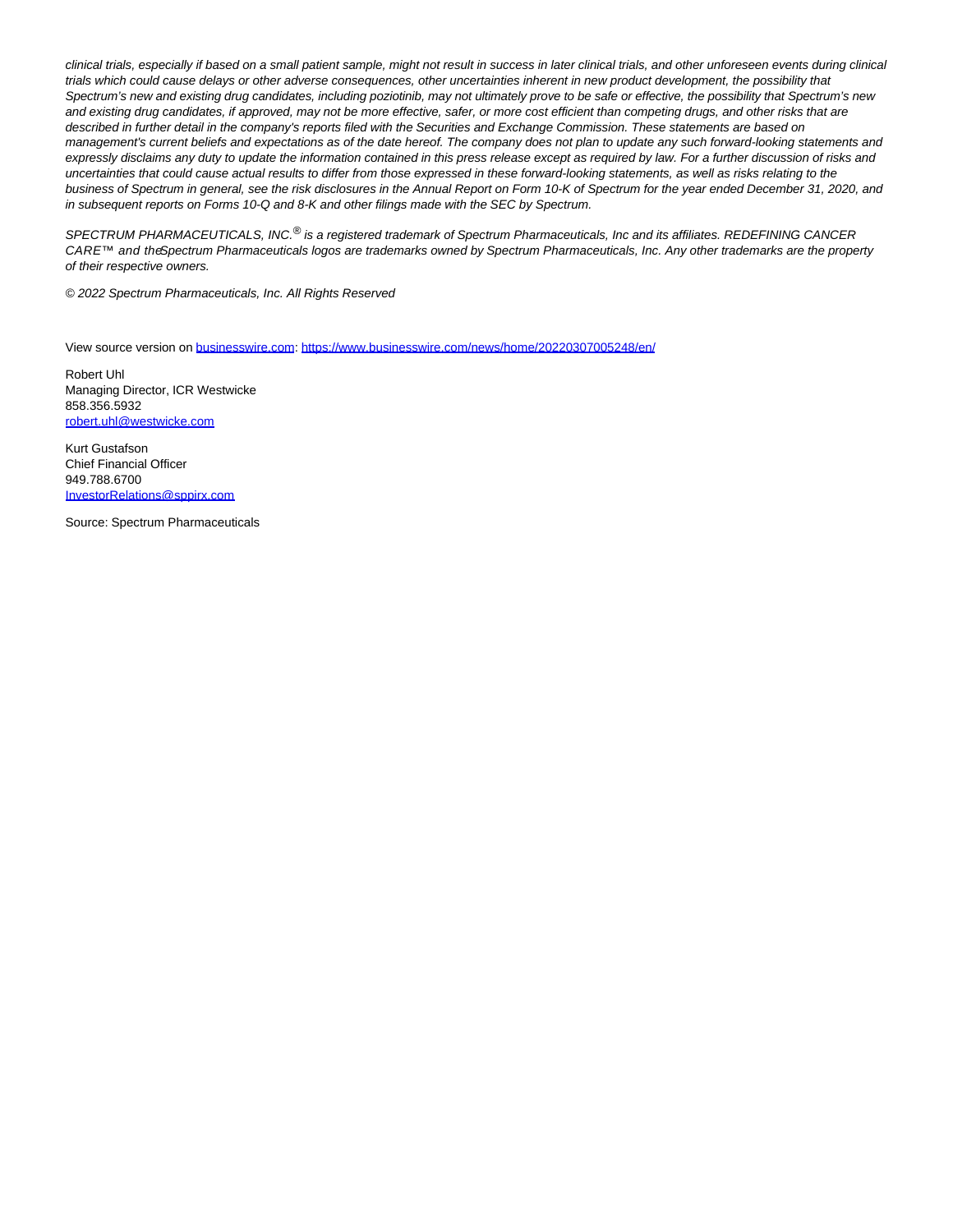*clinical trials, especially if based on a small patient sample, might not result in success in later clinical trials, and other unforeseen events during clinical trials which could cause delays or other adverse consequences, other uncertainties inherent in new product development, the possibility that Spectrum's new and existing drug candidates, including poziotinib, may not ultimately prove to be safe or effective, the possibility that Spectrum's new and existing drug candidates, if approved, may not be more effective, safer, or more cost efficient than competing drugs, and other risks that are described in further detail in the company's reports filed with the Securities and Exchange Commission. These statements are based on management's current beliefs and expectations as of the date hereof. The company does not plan to update any such forward-looking statements and expressly disclaims any duty to update the information contained in this press release except as required by law. For a further discussion of risks and uncertainties that could cause actual results to differ from those expressed in these forward-looking statements, as well as risks relating to the business of Spectrum in general, see the risk disclosures in the Annual Report on Form 10-K of Spectrum for the year ended December 31, 2020, and in subsequent reports on Forms 10-Q and 8-K and other filings made with the SEC by Spectrum.*

*SPECTRUM PHARMACEUTICALS, INC.® is a registered trademark of Spectrum Pharmaceuticals, Inc and its affiliates. REDEFINING CANCER CARE™ and the Spectrum Pharmaceuticals logos are trademarks owned by Spectrum Pharmaceuticals, Inc. Any other trademarks are the property of their respective owners.*

*© 2022 Spectrum Pharmaceuticals, Inc. All Rights Reserved*

View source version on businesswire.com: https://www.businesswire.com/news/home/20220307005248/en/

Robert Uhl
Managing Director, ICR Westwicke
858.356.5932
robert.uhl@westwicke.com

Kurt Gustafson
Chief Financial Officer
949.788.6700
InvestorRelations@sppirx.com

Source: Spectrum Pharmaceuticals